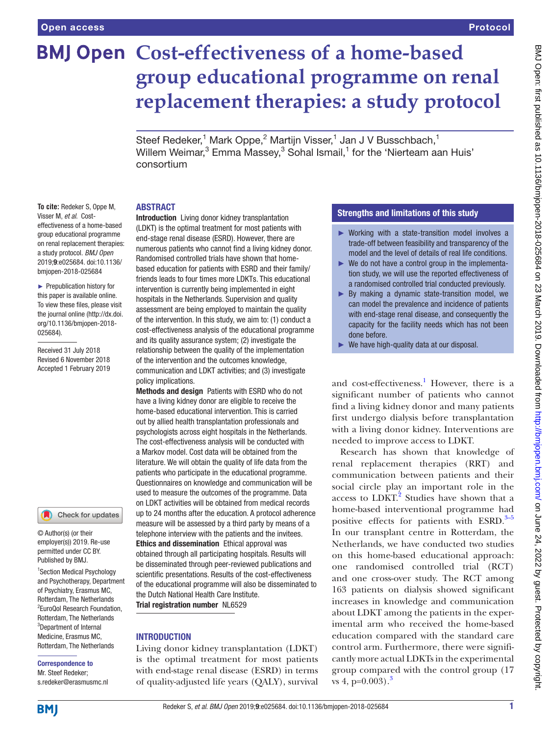# Cost-effectiveness of a home-based group educational programme on renal replacement therapies: a study protocol

Steef Redeker,[1] Mark Oppe,[2] Martijn Visser,[1] Jan J V Busschbach,[1] Willem Weimar,[3] Emma Massey,[3] Sohal Ismail,[1] for the 'Nierteam aan Huis' consortium

**To cite:** Redeker S, Oppe M, Visser M, *et al*. Cost-effectiveness of a home-based group educational programme on renal replacement therapies: a study protocol. *BMJ Open* 2019;**9**:e025684. doi:10.1136/bmjopen-2018-025684

► Prepublication history for this paper is available online. To view these files, please visit the journal online (http://dx.doi.org/10.1136/bmjopen-2018-025684).

Received 31 July 2018
Revised 6 November 2018
Accepted 1 February 2019

© Author(s) (or their employer(s)) 2019. Re-use permitted under CC BY. Published by BMJ.

[1]Section Medical Psychology and Psychotherapy, Department of Psychiatry, Erasmus MC, Rotterdam, The Netherlands
[2]EuroQol Research Foundation, Rotterdam, The Netherlands
[3]Department of Internal Medicine, Erasmus MC, Rotterdam, The Netherlands

**Correspondence to**
Mr. Steef Redeker;
s.redeker@erasmusmc.nl

## ABSTRACT

**Introduction** Living donor kidney transplantation (LDKT) is the optimal treatment for most patients with end-stage renal disease (ESRD). However, there are numerous patients who cannot find a living kidney donor. Randomised controlled trials have shown that home-based education for patients with ESRD and their family/friends leads to four times more LDKTs. This educational intervention is currently being implemented in eight hospitals in the Netherlands. Supervision and quality assessment are being employed to maintain the quality of the intervention. In this study, we aim to: (1) conduct a cost-effectiveness analysis of the educational programme and its quality assurance system; (2) investigate the relationship between the quality of the implementation of the intervention and the outcomes knowledge, communication and LDKT activities; and (3) investigate policy implications.

**Methods and design** Patients with ESRD who do not have a living kidney donor are eligible to receive the home-based educational intervention. This is carried out by allied health transplantation professionals and psychologists across eight hospitals in the Netherlands. The cost-effectiveness analysis will be conducted with a Markov model. Cost data will be obtained from the literature. We will obtain the quality of life data from the patients who participate in the educational programme. Questionnaires on knowledge and communication will be used to measure the outcomes of the programme. Data on LDKT activities will be obtained from medical records up to 24 months after the education. A protocol adherence measure will be assessed by a third party by means of a telephone interview with the patients and the invitees.

**Ethics and dissemination** Ethical approval was obtained through all participating hospitals. Results will be disseminated through peer-reviewed publications and scientific presentations. Results of the cost-effectiveness of the educational programme will also be disseminated to the Dutch National Health Care Institute.

**Trial registration number** NL6529

## Strengths and limitations of this study

- ► Working with a state-transition model involves a trade-off between feasibility and transparency of the model and the level of details of real life conditions.
- ► We do not have a control group in the implementation study, we will use the reported effectiveness of a randomised controlled trial conducted previously.
- ► By making a dynamic state-transition model, we can model the prevalence and incidence of patients with end-stage renal disease, and consequently the capacity for the facility needs which has not been done before.
- ► We have high-quality data at our disposal.

## INTRODUCTION

Living donor kidney transplantation (LDKT) is the optimal treatment for most patients with end-stage renal disease (ESRD) in terms of quality-adjusted life years (QALY), survival and cost-effectiveness.[1] However, there is a significant number of patients who cannot find a living kidney donor and many patients first undergo dialysis before transplantation with a living donor kidney. Interventions are needed to improve access to LDKT.

Research has shown that knowledge of renal replacement therapies (RRT) and communication between patients and their social circle play an important role in the access to LDKT.[2] Studies have shown that a home-based interventional programme had positive effects for patients with ESRD.[3–5] In our transplant centre in Rotterdam, the Netherlands, we have conducted two studies on this home-based educational approach: one randomised controlled trial (RCT) and one cross-over study. The RCT among 163 patients on dialysis showed significant increases in knowledge and communication about LDKT among the patients in the experimental arm who received the home-based education compared with the standard care control arm. Furthermore, there were significantly more actual LDKTs in the experimental group compared with the control group (17 vs 4, p=0.003).[3]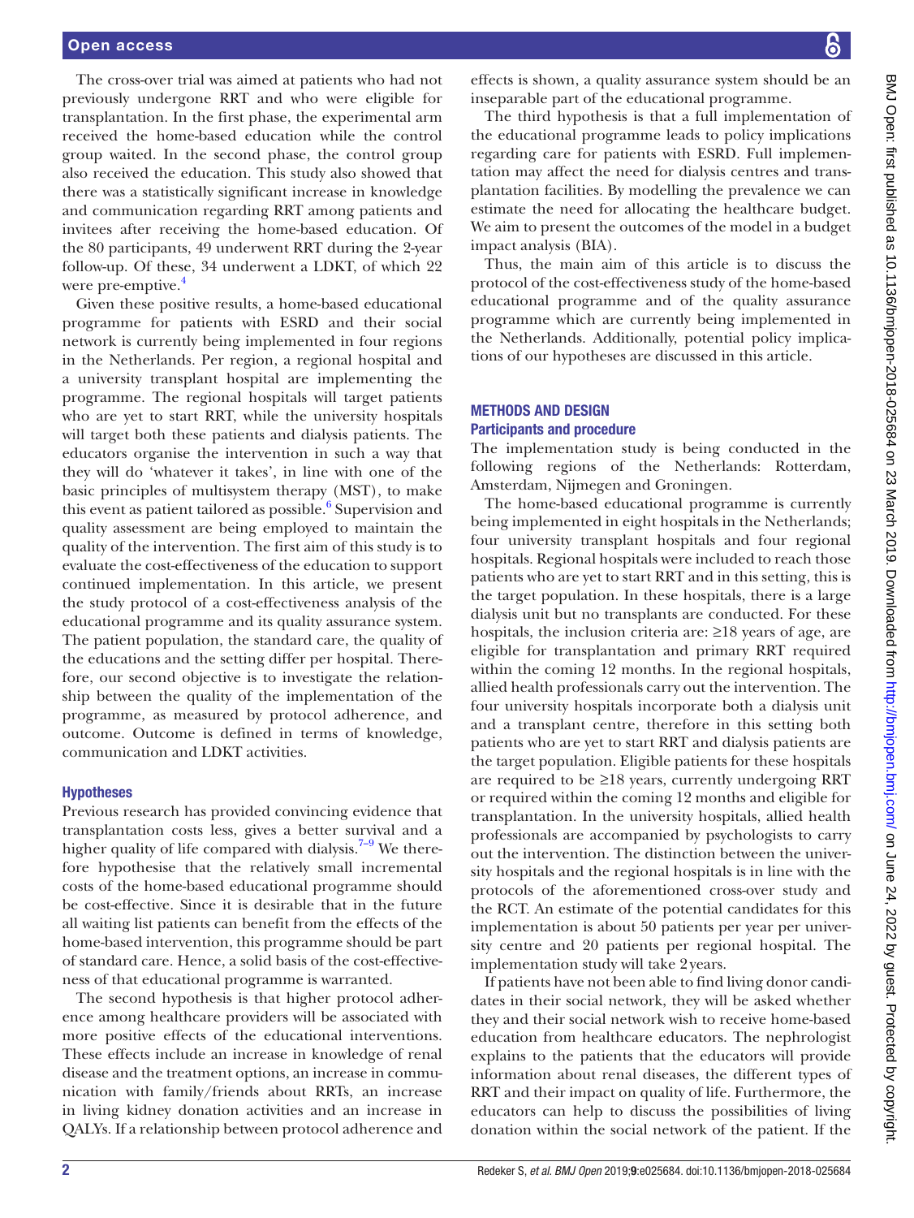The cross-over trial was aimed at patients who had not previously undergone RRT and who were eligible for transplantation. In the first phase, the experimental arm received the home-based education while the control group waited. In the second phase, the control group also received the education. This study also showed that there was a statistically significant increase in knowledge and communication regarding RRT among patients and invitees after receiving the home-based education. Of the 80 participants, 49 underwent RRT during the 2-year follow-up. Of these, 34 underwent a LDKT, of which 22 were pre-emptive.[4]

Given these positive results, a home-based educational programme for patients with ESRD and their social network is currently being implemented in four regions in the Netherlands. Per region, a regional hospital and a university transplant hospital are implementing the programme. The regional hospitals will target patients who are yet to start RRT, while the university hospitals will target both these patients and dialysis patients. The educators organise the intervention in such a way that they will do 'whatever it takes', in line with one of the basic principles of multisystem therapy (MST), to make this event as patient tailored as possible.[6] Supervision and quality assessment are being employed to maintain the quality of the intervention. The first aim of this study is to evaluate the cost-effectiveness of the education to support continued implementation. In this article, we present the study protocol of a cost-effectiveness analysis of the educational programme and its quality assurance system. The patient population, the standard care, the quality of the educations and the setting differ per hospital. Therefore, our second objective is to investigate the relationship between the quality of the implementation of the programme, as measured by protocol adherence, and outcome. Outcome is defined in terms of knowledge, communication and LDKT activities.

### Hypotheses

Previous research has provided convincing evidence that transplantation costs less, gives a better survival and a higher quality of life compared with dialysis.[7–9] We therefore hypothesise that the relatively small incremental costs of the home-based educational programme should be cost-effective. Since it is desirable that in the future all waiting list patients can benefit from the effects of the home-based intervention, this programme should be part of standard care. Hence, a solid basis of the cost-effectiveness of that educational programme is warranted.

The second hypothesis is that higher protocol adherence among healthcare providers will be associated with more positive effects of the educational interventions. These effects include an increase in knowledge of renal disease and the treatment options, an increase in communication with family/friends about RRTs, an increase in living kidney donation activities and an increase in QALYs. If a relationship between protocol adherence and effects is shown, a quality assurance system should be an inseparable part of the educational programme.

The third hypothesis is that a full implementation of the educational programme leads to policy implications regarding care for patients with ESRD. Full implementation may affect the need for dialysis centres and transplantation facilities. By modelling the prevalence we can estimate the need for allocating the healthcare budget. We aim to present the outcomes of the model in a budget impact analysis (BIA).

Thus, the main aim of this article is to discuss the protocol of the cost-effectiveness study of the home-based educational programme and of the quality assurance programme which are currently being implemented in the Netherlands. Additionally, potential policy implications of our hypotheses are discussed in this article.

## METHODS AND DESIGN

### Participants and procedure

The implementation study is being conducted in the following regions of the Netherlands: Rotterdam, Amsterdam, Nijmegen and Groningen.

The home-based educational programme is currently being implemented in eight hospitals in the Netherlands; four university transplant hospitals and four regional hospitals. Regional hospitals were included to reach those patients who are yet to start RRT and in this setting, this is the target population. In these hospitals, there is a large dialysis unit but no transplants are conducted. For these hospitals, the inclusion criteria are: ≥18 years of age, are eligible for transplantation and primary RRT required within the coming 12 months. In the regional hospitals, allied health professionals carry out the intervention. The four university hospitals incorporate both a dialysis unit and a transplant centre, therefore in this setting both patients who are yet to start RRT and dialysis patients are the target population. Eligible patients for these hospitals are required to be ≥18 years, currently undergoing RRT or required within the coming 12 months and eligible for transplantation. In the university hospitals, allied health professionals are accompanied by psychologists to carry out the intervention. The distinction between the university hospitals and the regional hospitals is in line with the protocols of the aforementioned cross-over study and the RCT. An estimate of the potential candidates for this implementation is about 50 patients per year per university centre and 20 patients per regional hospital. The implementation study will take 2 years.

If patients have not been able to find living donor candidates in their social network, they will be asked whether they and their social network wish to receive home-based education from healthcare educators. The nephrologist explains to the patients that the educators will provide information about renal diseases, the different types of RRT and their impact on quality of life. Furthermore, the educators can help to discuss the possibilities of living donation within the social network of the patient. If the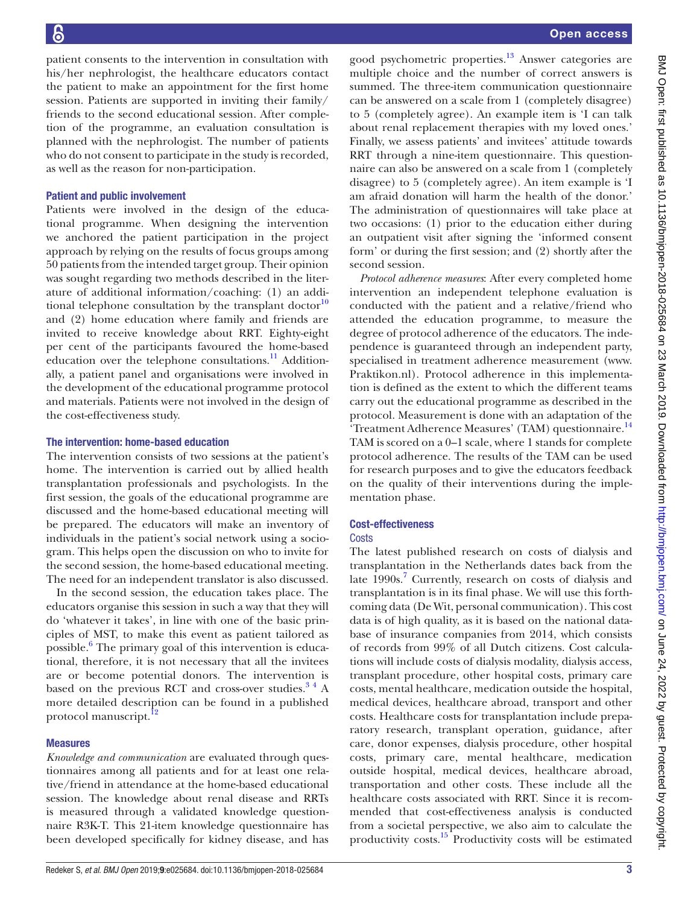patient consents to the intervention in consultation with his/her nephrologist, the healthcare educators contact the patient to make an appointment for the first home session. Patients are supported in inviting their family/friends to the second educational session. After completion of the programme, an evaluation consultation is planned with the nephrologist. The number of patients who do not consent to participate in the study is recorded, as well as the reason for non-participation.

### Patient and public involvement

Patients were involved in the design of the educational programme. When designing the intervention we anchored the patient participation in the project approach by relying on the results of focus groups among 50 patients from the intended target group. Their opinion was sought regarding two methods described in the literature of additional information/coaching: (1) an additional telephone consultation by the transplant doctor[10] and (2) home education where family and friends are invited to receive knowledge about RRT. Eighty-eight per cent of the participants favoured the home-based education over the telephone consultations.[11] Additionally, a patient panel and organisations were involved in the development of the educational programme protocol and materials. Patients were not involved in the design of the cost-effectiveness study.

### The intervention: home-based education

The intervention consists of two sessions at the patient's home. The intervention is carried out by allied health transplantation professionals and psychologists. In the first session, the goals of the educational programme are discussed and the home-based educational meeting will be prepared. The educators will make an inventory of individuals in the patient's social network using a sociogram. This helps open the discussion on who to invite for the second session, the home-based educational meeting. The need for an independent translator is also discussed.

In the second session, the education takes place. The educators organise this session in such a way that they will do 'whatever it takes', in line with one of the basic principles of MST, to make this event as patient tailored as possible.[6] The primary goal of this intervention is educational, therefore, it is not necessary that all the invitees are or become potential donors. The intervention is based on the previous RCT and cross-over studies.[3 4] A more detailed description can be found in a published protocol manuscript.[12]

### Measures

*Knowledge and communication* are evaluated through questionnaires among all patients and for at least one relative/friend in attendance at the home-based educational session. The knowledge about renal disease and RRTs is measured through a validated knowledge questionnaire R3K-T. This 21-item knowledge questionnaire has been developed specifically for kidney disease, and has good psychometric properties.[13] Answer categories are multiple choice and the number of correct answers is summed. The three-item communication questionnaire can be answered on a scale from 1 (completely disagree) to 5 (completely agree). An example item is 'I can talk about renal replacement therapies with my loved ones.' Finally, we assess patients' and invitees' attitude towards RRT through a nine-item questionnaire. This questionnaire can also be answered on a scale from 1 (completely disagree) to 5 (completely agree). An item example is 'I am afraid donation will harm the health of the donor.' The administration of questionnaires will take place at two occasions: (1) prior to the education either during an outpatient visit after signing the 'informed consent form' or during the first session; and (2) shortly after the second session.

*Protocol adherence measures*: After every completed home intervention an independent telephone evaluation is conducted with the patient and a relative/friend who attended the education programme, to measure the degree of protocol adherence of the educators. The independence is guaranteed through an independent party, specialised in treatment adherence measurement (www.Praktikon.nl). Protocol adherence in this implementation is defined as the extent to which the different teams carry out the educational programme as described in the protocol. Measurement is done with an adaptation of the 'Treatment Adherence Measures' (TAM) questionnaire.[14] TAM is scored on a 0–1 scale, where 1 stands for complete protocol adherence. The results of the TAM can be used for research purposes and to give the educators feedback on the quality of their interventions during the implementation phase.

### Cost-effectiveness

#### Costs

The latest published research on costs of dialysis and transplantation in the Netherlands dates back from the late 1990s.[7] Currently, research on costs of dialysis and transplantation is in its final phase. We will use this forthcoming data (De Wit, personal communication). This cost data is of high quality, as it is based on the national database of insurance companies from 2014, which consists of records from 99% of all Dutch citizens. Cost calculations will include costs of dialysis modality, dialysis access, transplant procedure, other hospital costs, primary care costs, mental healthcare, medication outside the hospital, medical devices, healthcare abroad, transport and other costs. Healthcare costs for transplantation include preparatory research, transplant operation, guidance, after care, donor expenses, dialysis procedure, other hospital costs, primary care, mental healthcare, medication outside hospital, medical devices, healthcare abroad, transportation and other costs. These include all the healthcare costs associated with RRT. Since it is recommended that cost-effectiveness analysis is conducted from a societal perspective, we also aim to calculate the productivity costs.[15] Productivity costs will be estimated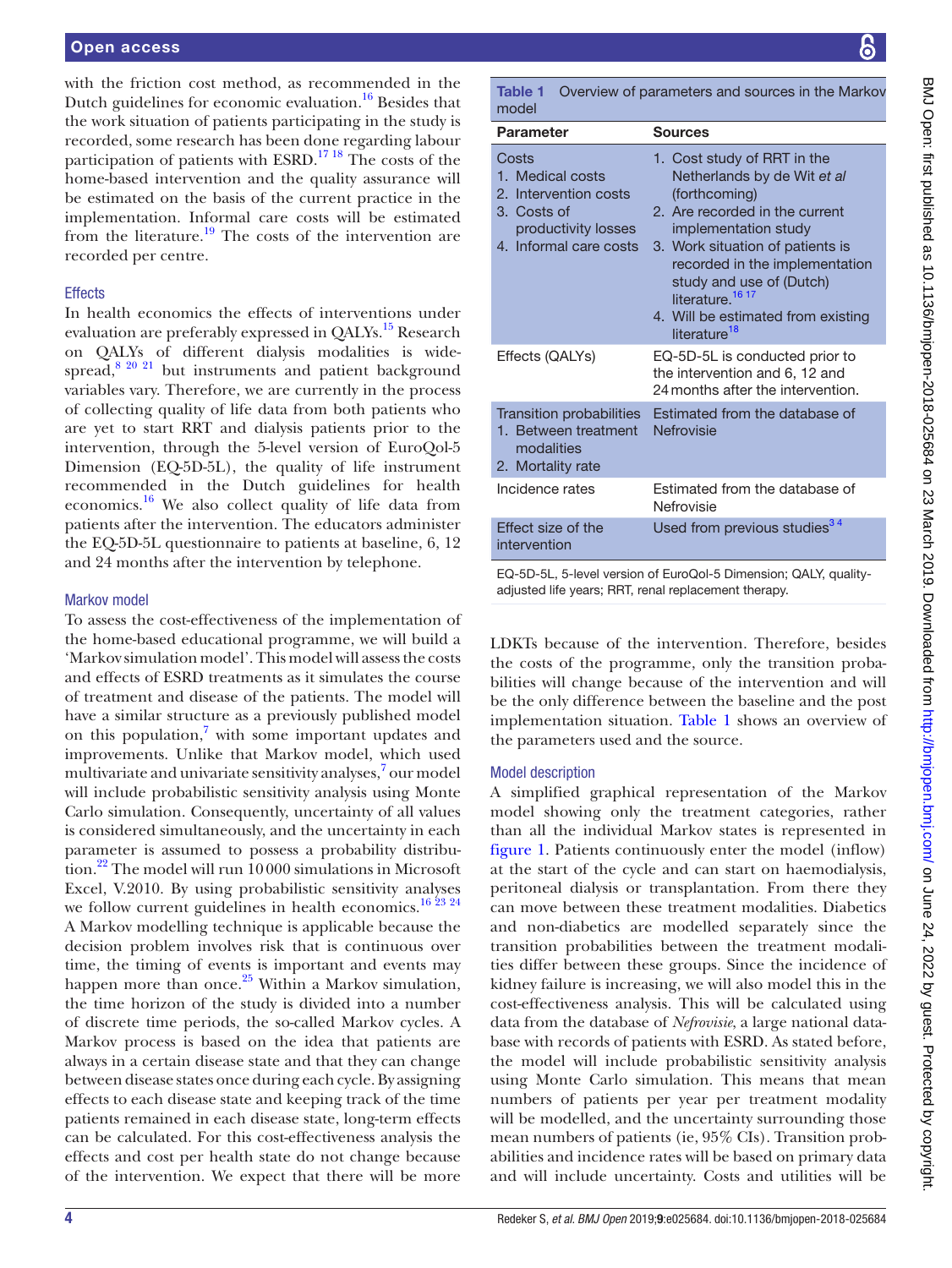with the friction cost method, as recommended in the Dutch guidelines for economic evaluation.[16] Besides that the work situation of patients participating in the study is recorded, some research has been done regarding labour participation of patients with ESRD.[17 18] The costs of the home-based intervention and the quality assurance will be estimated on the basis of the current practice in the implementation. Informal care costs will be estimated from the literature.[19] The costs of the intervention are recorded per centre.

### Effects

In health economics the effects of interventions under evaluation are preferably expressed in QALYs.[15] Research on QALYs of different dialysis modalities is widespread,[8 20 21] but instruments and patient background variables vary. Therefore, we are currently in the process of collecting quality of life data from both patients who are yet to start RRT and dialysis patients prior to the intervention, through the 5-level version of EuroQol-5 Dimension (EQ-5D-5L), the quality of life instrument recommended in the Dutch guidelines for health economics.[16] We also collect quality of life data from patients after the intervention. The educators administer the EQ-5D-5L questionnaire to patients at baseline, 6, 12 and 24 months after the intervention by telephone.

### Markov model

To assess the cost-effectiveness of the implementation of the home-based educational programme, we will build a 'Markov simulation model'. This model will assess the costs and effects of ESRD treatments as it simulates the course of treatment and disease of the patients. The model will have a similar structure as a previously published model on this population,[7] with some important updates and improvements. Unlike that Markov model, which used multivariate and univariate sensitivity analyses,[7] our model will include probabilistic sensitivity analysis using Monte Carlo simulation. Consequently, uncertainty of all values is considered simultaneously, and the uncertainty in each parameter is assumed to possess a probability distribution.[22] The model will run 10 000 simulations in Microsoft Excel, V.2010. By using probabilistic sensitivity analyses we follow current guidelines in health economics.[16 23 24] A Markov modelling technique is applicable because the decision problem involves risk that is continuous over time, the timing of events is important and events may happen more than once.[25] Within a Markov simulation, the time horizon of the study is divided into a number of discrete time periods, the so-called Markov cycles. A Markov process is based on the idea that patients are always in a certain disease state and that they can change between disease states once during each cycle. By assigning effects to each disease state and keeping track of the time patients remained in each disease state, long-term effects can be calculated. For this cost-effectiveness analysis the effects and cost per health state do not change because of the intervention. We expect that there will be more LDKTs because of the intervention. Therefore, besides the costs of the programme, only the transition probabilities will change because of the intervention and will be the only difference between the baseline and the post implementation situation. Table 1 shows an overview of the parameters used and the source.

**Table 1** Overview of parameters and sources in the Markov model

| Parameter | Sources |
|---|---|
| Costs<br>1. Medical costs<br>2. Intervention costs<br>3. Costs of productivity losses<br>4. Informal care costs | 1. Cost study of RRT in the Netherlands by de Wit *et al* (forthcoming)<br>2. Are recorded in the current implementation study<br>3. Work situation of patients is recorded in the implementation study and use of (Dutch) literature.[16 17]<br>4. Will be estimated from existing literature[18] |
| Effects (QALYs) | EQ-5D-5L is conducted prior to the intervention and 6, 12 and 24 months after the intervention. |
| Transition probabilities<br>1. Between treatment modalities<br>2. Mortality rate | Estimated from the database of Nefrovisie |
| Incidence rates | Estimated from the database of Nefrovisie |
| Effect size of the intervention | Used from previous studies[3 4] |

EQ-5D-5L, 5-level version of EuroQol-5 Dimension; QALY, quality-adjusted life years; RRT, renal replacement therapy.

### Model description

A simplified graphical representation of the Markov model showing only the treatment categories, rather than all the individual Markov states is represented in figure 1. Patients continuously enter the model (inflow) at the start of the cycle and can start on haemodialysis, peritoneal dialysis or transplantation. From there they can move between these treatment modalities. Diabetics and non-diabetics are modelled separately since the transition probabilities between the treatment modalities differ between these groups. Since the incidence of kidney failure is increasing, we will also model this in the cost-effectiveness analysis. This will be calculated using data from the database of *Nefrovisie*, a large national database with records of patients with ESRD. As stated before, the model will include probabilistic sensitivity analysis using Monte Carlo simulation. This means that mean numbers of patients per year per treatment modality will be modelled, and the uncertainty surrounding those mean numbers of patients (ie, 95% CIs). Transition probabilities and incidence rates will be based on primary data and will include uncertainty. Costs and utilities will be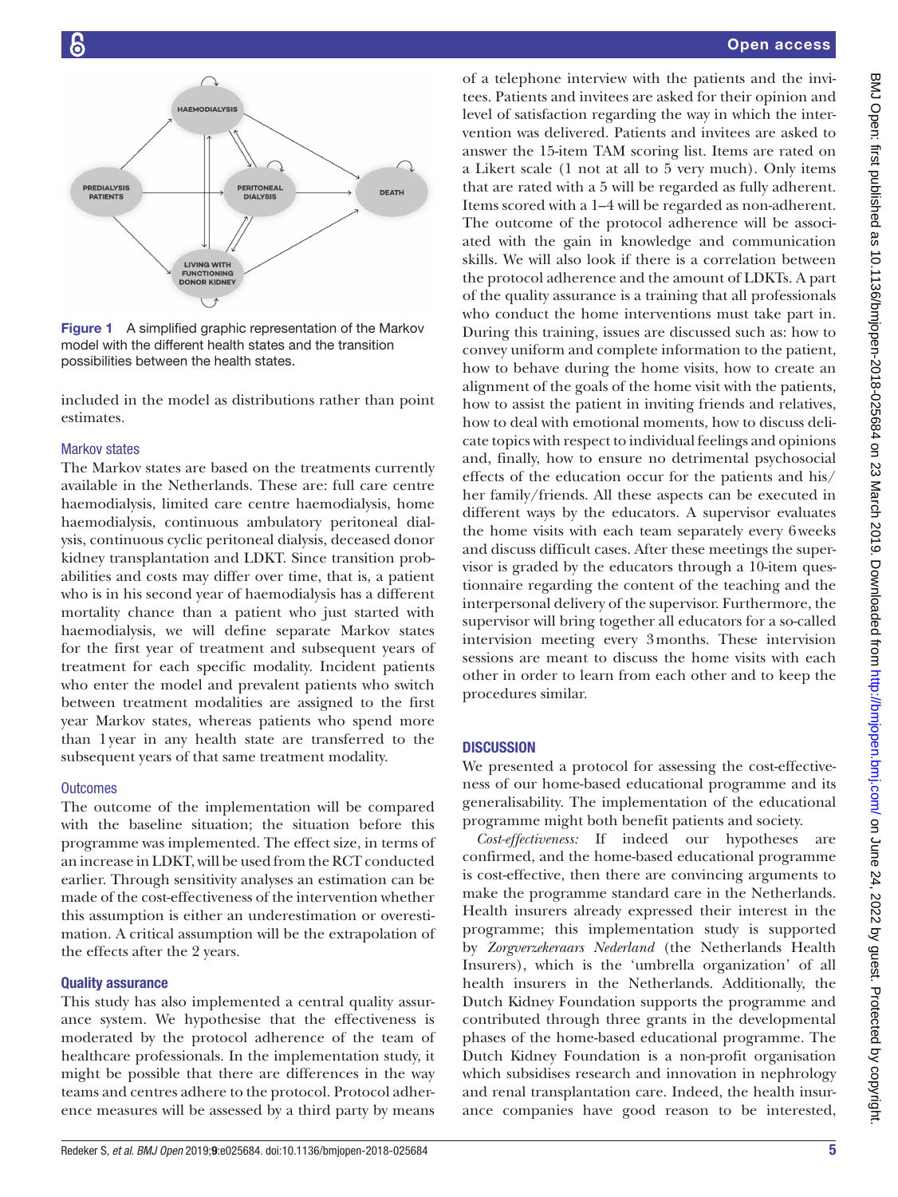Figure 1 A simplified graphic representation of the Markov model with the different health states and the transition possibilities between the health states.

included in the model as distributions rather than point estimates.

### Markov states

The Markov states are based on the treatments currently available in the Netherlands. These are: full care centre haemodialysis, limited care centre haemodialysis, home haemodialysis, continuous ambulatory peritoneal dialysis, continuous cyclic peritoneal dialysis, deceased donor kidney transplantation and LDKT. Since transition probabilities and costs may differ over time, that is, a patient who is in his second year of haemodialysis has a different mortality chance than a patient who just started with haemodialysis, we will define separate Markov states for the first year of treatment and subsequent years of treatment for each specific modality. Incident patients who enter the model and prevalent patients who switch between treatment modalities are assigned to the first year Markov states, whereas patients who spend more than 1 year in any health state are transferred to the subsequent years of that same treatment modality.

### Outcomes

The outcome of the implementation will be compared with the baseline situation; the situation before this programme was implemented. The effect size, in terms of an increase in LDKT, will be used from the RCT conducted earlier. Through sensitivity analyses an estimation can be made of the cost-effectiveness of the intervention whether this assumption is either an underestimation or overestimation. A critical assumption will be the extrapolation of the effects after the 2 years.

### Quality assurance

This study has also implemented a central quality assurance system. We hypothesise that the effectiveness is moderated by the protocol adherence of the team of healthcare professionals. In the implementation study, it might be possible that there are differences in the way teams and centres adhere to the protocol. Protocol adherence measures will be assessed by a third party by means of a telephone interview with the patients and the invitees. Patients and invitees are asked for their opinion and level of satisfaction regarding the way in which the intervention was delivered. Patients and invitees are asked to answer the 15-item TAM scoring list. Items are rated on a Likert scale (1 not at all to 5 very much). Only items that are rated with a 5 will be regarded as fully adherent. Items scored with a 1–4 will be regarded as non-adherent. The outcome of the protocol adherence will be associated with the gain in knowledge and communication skills. We will also look if there is a correlation between the protocol adherence and the amount of LDKTs. A part of the quality assurance is a training that all professionals who conduct the home interventions must take part in. During this training, issues are discussed such as: how to convey uniform and complete information to the patient, how to behave during the home visits, how to create an alignment of the goals of the home visit with the patients, how to assist the patient in inviting friends and relatives, how to deal with emotional moments, how to discuss delicate topics with respect to individual feelings and opinions and, finally, how to ensure no detrimental psychosocial effects of the education occur for the patients and his/her family/friends. All these aspects can be executed in different ways by the educators. A supervisor evaluates the home visits with each team separately every 6 weeks and discuss difficult cases. After these meetings the supervisor is graded by the educators through a 10-item questionnaire regarding the content of the teaching and the interpersonal delivery of the supervisor. Furthermore, the supervisor will bring together all educators for a so-called intervision meeting every 3 months. These intervision sessions are meant to discuss the home visits with each other in order to learn from each other and to keep the procedures similar.

## DISCUSSION

We presented a protocol for assessing the cost-effectiveness of our home-based educational programme and its generalisability. The implementation of the educational programme might both benefit patients and society.

*Cost-effectiveness:* If indeed our hypotheses are confirmed, and the home-based educational programme is cost-effective, then there are convincing arguments to make the programme standard care in the Netherlands. Health insurers already expressed their interest in the programme; this implementation study is supported by *Zorgverzekeraars Nederland* (the Netherlands Health Insurers), which is the 'umbrella organization' of all health insurers in the Netherlands. Additionally, the Dutch Kidney Foundation supports the programme and contributed through three grants in the developmental phases of the home-based educational programme. The Dutch Kidney Foundation is a non-profit organisation which subsidises research and innovation in nephrology and renal transplantation care. Indeed, the health insurance companies have good reason to be interested,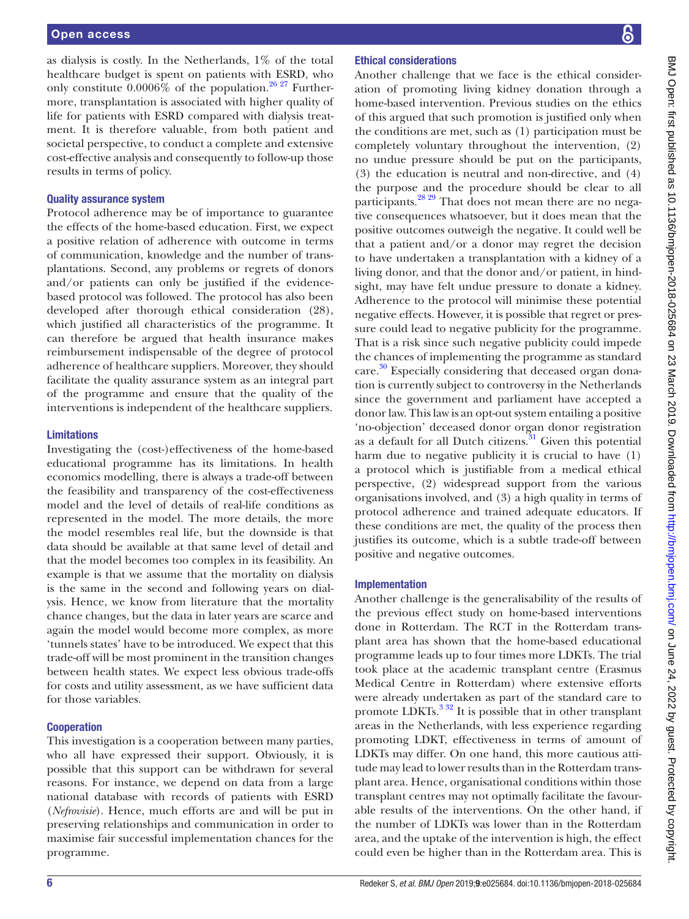as dialysis is costly. In the Netherlands, 1% of the total healthcare budget is spent on patients with ESRD, who only constitute 0.0006% of the population.[26 27] Furthermore, transplantation is associated with higher quality of life for patients with ESRD compared with dialysis treatment. It is therefore valuable, from both patient and societal perspective, to conduct a complete and extensive cost-effective analysis and consequently to follow-up those results in terms of policy.

### Quality assurance system

Protocol adherence may be of importance to guarantee the effects of the home-based education. First, we expect a positive relation of adherence with outcome in terms of communication, knowledge and the number of transplantations. Second, any problems or regrets of donors and/or patients can only be justified if the evidence-based protocol was followed. The protocol has also been developed after thorough ethical consideration (28), which justified all characteristics of the programme. It can therefore be argued that health insurance makes reimbursement indispensable of the degree of protocol adherence of healthcare suppliers. Moreover, they should facilitate the quality assurance system as an integral part of the programme and ensure that the quality of the interventions is independent of the healthcare suppliers.

### Limitations

Investigating the (cost-)effectiveness of the home-based educational programme has its limitations. In health economics modelling, there is always a trade-off between the feasibility and transparency of the cost-effectiveness model and the level of details of real-life conditions as represented in the model. The more details, the more the model resembles real life, but the downside is that data should be available at that same level of detail and that the model becomes too complex in its feasibility. An example is that we assume that the mortality on dialysis is the same in the second and following years on dialysis. Hence, we know from literature that the mortality chance changes, but the data in later years are scarce and again the model would become more complex, as more 'tunnels states' have to be introduced. We expect that this trade-off will be most prominent in the transition changes between health states. We expect less obvious trade-offs for costs and utility assessment, as we have sufficient data for those variables.

### Cooperation

This investigation is a cooperation between many parties, who all have expressed their support. Obviously, it is possible that this support can be withdrawn for several reasons. For instance, we depend on data from a large national database with records of patients with ESRD (*Nefrovisie*). Hence, much efforts are and will be put in preserving relationships and communication in order to maximise fair successful implementation chances for the programme.

### Ethical considerations

Another challenge that we face is the ethical consideration of promoting living kidney donation through a home-based intervention. Previous studies on the ethics of this argued that such promotion is justified only when the conditions are met, such as (1) participation must be completely voluntary throughout the intervention, (2) no undue pressure should be put on the participants, (3) the education is neutral and non-directive, and (4) the purpose and the procedure should be clear to all participants.[28 29] That does not mean there are no negative consequences whatsoever, but it does mean that the positive outcomes outweigh the negative. It could well be that a patient and/or a donor may regret the decision to have undertaken a transplantation with a kidney of a living donor, and that the donor and/or patient, in hindsight, may have felt undue pressure to donate a kidney. Adherence to the protocol will minimise these potential negative effects. However, it is possible that regret or pressure could lead to negative publicity for the programme. That is a risk since such negative publicity could impede the chances of implementing the programme as standard care.[30] Especially considering that deceased organ donation is currently subject to controversy in the Netherlands since the government and parliament have accepted a donor law. This law is an opt-out system entailing a positive 'no-objection' deceased donor organ donor registration as a default for all Dutch citizens.[31] Given this potential harm due to negative publicity it is crucial to have (1) a protocol which is justifiable from a medical ethical perspective, (2) widespread support from the various organisations involved, and (3) a high quality in terms of protocol adherence and trained adequate educators. If these conditions are met, the quality of the process then justifies its outcome, which is a subtle trade-off between positive and negative outcomes.

### Implementation

Another challenge is the generalisability of the results of the previous effect study on home-based interventions done in Rotterdam. The RCT in the Rotterdam transplant area has shown that the home-based educational programme leads up to four times more LDKTs. The trial took place at the academic transplant centre (Erasmus Medical Centre in Rotterdam) where extensive efforts were already undertaken as part of the standard care to promote LDKTs.[3 32] It is possible that in other transplant areas in the Netherlands, with less experience regarding promoting LDKT, effectiveness in terms of amount of LDKTs may differ. On one hand, this more cautious attitude may lead to lower results than in the Rotterdam transplant area. Hence, organisational conditions within those transplant centres may not optimally facilitate the favourable results of the interventions. On the other hand, if the number of LDKTs was lower than in the Rotterdam area, and the uptake of the intervention is high, the effect could even be higher than in the Rotterdam area. This is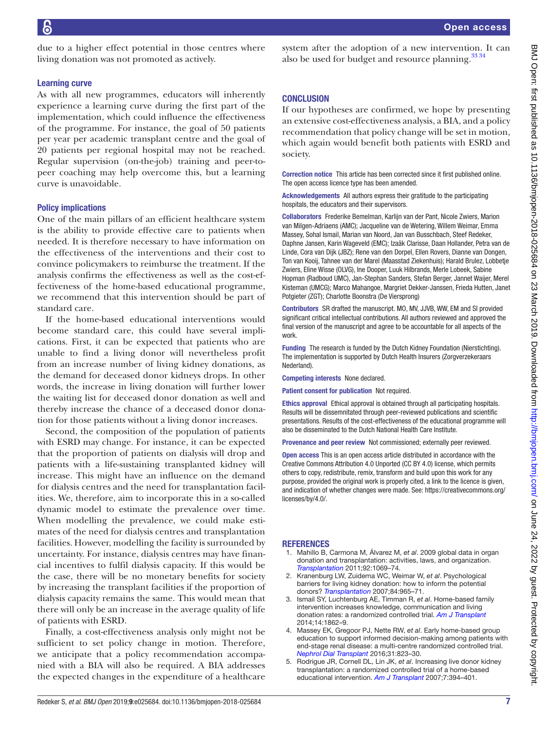due to a higher effect potential in those centres where living donation was not promoted as actively.

### Learning curve

As with all new programmes, educators will inherently experience a learning curve during the first part of the implementation, which could influence the effectiveness of the programme. For instance, the goal of 50 patients per year per academic transplant centre and the goal of 20 patients per regional hospital may not be reached. Regular supervision (on-the-job) training and peer-to-peer coaching may help overcome this, but a learning curve is unavoidable.

### Policy implications

One of the main pillars of an efficient healthcare system is the ability to provide effective care to patients when needed. It is therefore necessary to have information on the effectiveness of the interventions and their cost to convince policymakers to reimburse the treatment. If the analysis confirms the effectiveness as well as the cost-effectiveness of the home-based educational programme, we recommend that this intervention should be part of standard care.

If the home-based educational interventions would become standard care, this could have several implications. First, it can be expected that patients who are unable to find a living donor will nevertheless profit from an increase number of living kidney donations, as the demand for deceased donor kidneys drops. In other words, the increase in living donation will further lower the waiting list for deceased donor donation as well and thereby increase the chance of a deceased donor donation for those patients without a living donor increases.

Second, the composition of the population of patients with ESRD may change. For instance, it can be expected that the proportion of patients on dialysis will drop and patients with a life-sustaining transplanted kidney will increase. This might have an influence on the demand for dialysis centres and the need for transplantation facilities. We, therefore, aim to incorporate this in a so-called dynamic model to estimate the prevalence over time. When modelling the prevalence, we could make estimates of the need for dialysis centres and transplantation facilities. However, modelling the facility is surrounded by uncertainty. For instance, dialysis centres may have financial incentives to fulfil dialysis capacity. If this would be the case, there will be no monetary benefits for society by increasing the transplant facilities if the proportion of dialysis capacity remains the same. This would mean that there will only be an increase in the average quality of life of patients with ESRD.

Finally, a cost-effectiveness analysis only might not be sufficient to set policy change in motion. Therefore, we anticipate that a policy recommendation accompanied with a BIA will also be required. A BIA addresses the expected changes in the expenditure of a healthcare system after the adoption of a new intervention. It can also be used for budget and resource planning.[33 34]

## CONCLUSION

If our hypotheses are confirmed, we hope by presenting an extensive cost-effectiveness analysis, a BIA, and a policy recommendation that policy change will be set in motion, which again would benefit both patients with ESRD and society.

**Correction notice** This article has been corrected since it first published online. The open access licence type has been amended.

**Acknowledgements** All authors express their gratitude to the participating hospitals, the educators and their supervisors.

**Collaborators** Frederike Bemelman, Karlijn van der Pant, Nicole Zwiers, Marion van Milgen-Adriaens (AMC); Jacqueline van de Wetering, Willem Weimar, Emma Massey, Sohal Ismail, Marian van Noord, Jan van Busschbach, Steef Redeker, Daphne Jansen, Karin Wageveld (EMC); Izaäk Clarisse, Daan Hollander, Petra van de Linde, Cora van Dijk (JBZ); Rene van den Dorpel, Ellen Rovers, Dianne van Dongen, Ton van Kooij, Tahnee van der Marel (Maasstad Ziekenhuis); Harald Brulez, Lobbetje Zwiers, Eline Wisse (OLVG); Ine Dooper, Luuk Hilbrands, Merle Lobeek, Sabine Hopman (Radboud UMC), Jan-Stephan Sanders, Stefan Berger, Jannet Waijer, Merel Kisteman (UMCG); Marco Mahangoe, Margriet Dekker-Janssen, Frieda Hutten, Janet Potgieter (ZGT); Charlotte Boonstra (De Viersprong)

**Contributors** SR drafted the manuscript. MO, MV, JJVB, WW, EM and SI provided significant critical intellectual contributions. All authors reviewed and approved the final version of the manuscript and agree to be accountable for all aspects of the work.

**Funding** The research is funded by the Dutch Kidney Foundation (Nierstichting). The implementation is supported by Dutch Health Insurers (Zorgverzekeraars Nederland).

**Competing interests** None declared.

**Patient consent for publication** Not required.

**Ethics approval** Ethical approval is obtained through all participating hospitals. Results will be disseminated through peer-reviewed publications and scientific presentations. Results of the cost-effectiveness of the educational programme will also be disseminated to the Dutch National Health Care Institute.

**Provenance and peer review** Not commissioned; externally peer reviewed.

**Open access** This is an open access article distributed in accordance with the Creative Commons Attribution 4.0 Unported (CC BY 4.0) license, which permits others to copy, redistribute, remix, transform and build upon this work for any purpose, provided the original work is properly cited, a link to the licence is given, and indication of whether changes were made. See: https://creativecommons.org/licenses/by/4.0/.

## REFERENCES

1. Mahillo B, Carmona M, Álvarez M, *et al*. 2009 global data in organ donation and transplantation: activities, laws, and organization. *Transplantation* 2011;92:1069–74.
2. Kranenburg LW, Zuidema WC, Weimar W, *et al*. Psychological barriers for living kidney donation: how to inform the potential donors? *Transplantation* 2007;84:965–71.
3. Ismail SY, Luchtenburg AE, Timman R, *et al*. Home-based family intervention increases knowledge, communication and living donation rates: a randomized controlled trial. *Am J Transplant* 2014;14:1862–9.
4. Massey EK, Gregoor PJ, Nette RW, *et al*. Early home-based group education to support informed decision-making among patients with end-stage renal disease: a multi-centre randomized controlled trial. *Nephrol Dial Transplant* 2016;31:823–30.
5. Rodrigue JR, Cornell DL, Lin JK, *et al*. Increasing live donor kidney transplantation: a randomized controlled trial of a home-based educational intervention. *Am J Transplant* 2007;7:394–401.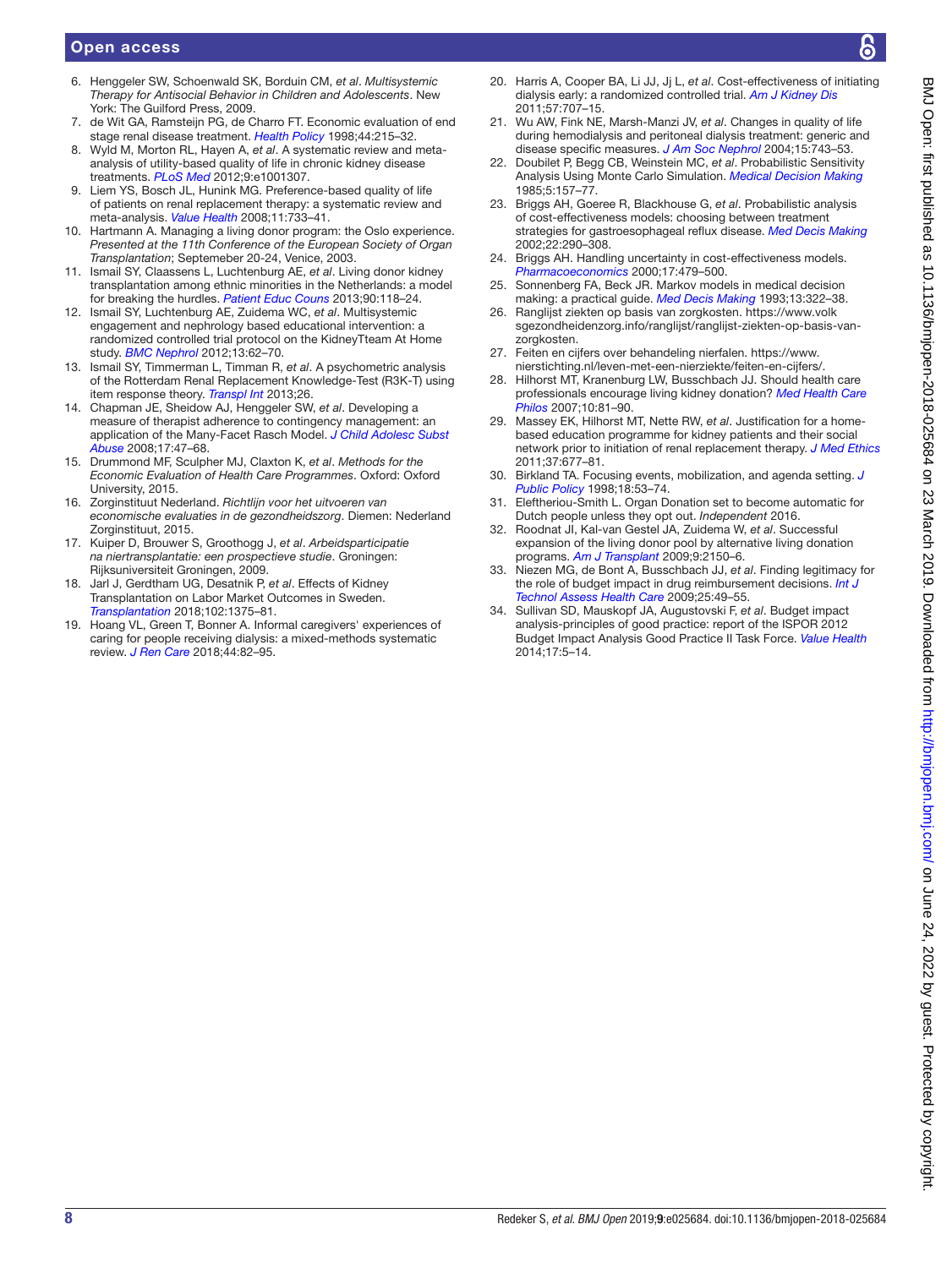6. Henggeler SW, Schoenwald SK, Borduin CM, *et al*. *Multisystemic Therapy for Antisocial Behavior in Children and Adolescents*. New York: The Guilford Press, 2009.
7. de Wit GA, Ramsteijn PG, de Charro FT. Economic evaluation of end stage renal disease treatment. *Health Policy* 1998;44:215–32.
8. Wyld M, Morton RL, Hayen A, *et al*. A systematic review and meta-analysis of utility-based quality of life in chronic kidney disease treatments. *PLoS Med* 2012;9:e1001307.
9. Liem YS, Bosch JL, Hunink MG. Preference-based quality of life of patients on renal replacement therapy: a systematic review and meta-analysis. *Value Health* 2008;11:733–41.
10. Hartmann A. Managing a living donor program: the Oslo experience. *Presented at the 11th Conference of the European Society of Organ Transplantation*; Septemeber 20-24, Venice, 2003.
11. Ismail SY, Claassens L, Luchtenburg AE, *et al*. Living donor kidney transplantation among ethnic minorities in the Netherlands: a model for breaking the hurdles. *Patient Educ Couns* 2013;90:118–24.
12. Ismail SY, Luchtenburg AE, Zuidema WC, *et al*. Multisystemic engagement and nephrology based educational intervention: a randomized controlled trial protocol on the KidneyTteam At Home study. *BMC Nephrol* 2012;13:62–70.
13. Ismail SY, Timmerman L, Timman R, *et al*. A psychometric analysis of the Rotterdam Renal Replacement Knowledge-Test (R3K-T) using item response theory. *Transpl Int* 2013;26.
14. Chapman JE, Sheidow AJ, Henggeler SW, *et al*. Developing a measure of therapist adherence to contingency management: an application of the Many-Facet Rasch Model. *J Child Adolesc Subst Abuse* 2008;17:47–68.
15. Drummond MF, Sculpher MJ, Claxton K, *et al*. *Methods for the Economic Evaluation of Health Care Programmes*. Oxford: Oxford University, 2015.
16. Zorginstituut Nederland. *Richtlijn voor het uitvoeren van economische evaluaties in de gezondheidszorg*. Diemen: Nederland Zorginstituut, 2015.
17. Kuiper D, Brouwer S, Groothogg J, *et al*. *Arbeidsparticipatie na niertransplantatie: een prospectieve studie*. Groningen: Rijksuniversiteit Groningen, 2009.
18. Jarl J, Gerdtham UG, Desatnik P, *et al*. Effects of Kidney Transplantation on Labor Market Outcomes in Sweden. *Transplantation* 2018;102:1375–81.
19. Hoang VL, Green T, Bonner A. Informal caregivers' experiences of caring for people receiving dialysis: a mixed-methods systematic review. *J Ren Care* 2018;44:82–95.
20. Harris A, Cooper BA, Li JJ, Jj L, *et al*. Cost-effectiveness of initiating dialysis early: a randomized controlled trial. *Am J Kidney Dis* 2011;57:707–15.
21. Wu AW, Fink NE, Marsh-Manzi JV, *et al*. Changes in quality of life during hemodialysis and peritoneal dialysis treatment: generic and disease specific measures. *J Am Soc Nephrol* 2004;15:743–53.
22. Doubilet P, Begg CB, Weinstein MC, *et al*. Probabilistic Sensitivity Analysis Using Monte Carlo Simulation. *Medical Decision Making* 1985;5:157–77.
23. Briggs AH, Goeree R, Blackhouse G, *et al*. Probabilistic analysis of cost-effectiveness models: choosing between treatment strategies for gastroesophageal reflux disease. *Med Decis Making* 2002;22:290–308.
24. Briggs AH. Handling uncertainty in cost-effectiveness models. *Pharmacoeconomics* 2000;17:479–500.
25. Sonnenberg FA, Beck JR. Markov models in medical decision making: a practical guide. *Med Decis Making* 1993;13:322–38.
26. Ranglijst ziekten op basis van zorgkosten. https://www.volksgezondheidenzorg.info/ranglijst/ranglijst-ziekten-op-basis-van-zorgkosten.
27. Feiten en cijfers over behandeling nierfalen. https://www.nierstichting.nl/leven-met-een-nierziekte/feiten-en-cijfers/.
28. Hilhorst MT, Kranenburg LW, Busschbach JJ. Should health care professionals encourage living kidney donation? *Med Health Care Philos* 2007;10:81–90.
29. Massey EK, Hilhorst MT, Nette RW, *et al*. Justification for a home-based education programme for kidney patients and their social network prior to initiation of renal replacement therapy. *J Med Ethics* 2011;37:677–81.
30. Birkland TA. Focusing events, mobilization, and agenda setting. *J Public Policy* 1998;18:53–74.
31. Eleftheriou-Smith L. Organ Donation set to become automatic for Dutch people unless they opt out. *Independent* 2016.
32. Roodnat JI, Kal-van Gestel JA, Zuidema W, *et al*. Successful expansion of the living donor pool by alternative living donation programs. *Am J Transplant* 2009;9:2150–6.
33. Niezen MG, de Bont A, Busschbach JJ, *et al*. Finding legitimacy for the role of budget impact in drug reimbursement decisions. *Int J Technol Assess Health Care* 2009;25:49–55.
34. Sullivan SD, Mauskopf JA, Augustovski F, *et al*. Budget impact analysis-principles of good practice: report of the ISPOR 2012 Budget Impact Analysis Good Practice II Task Force. *Value Health* 2014;17:5–14.